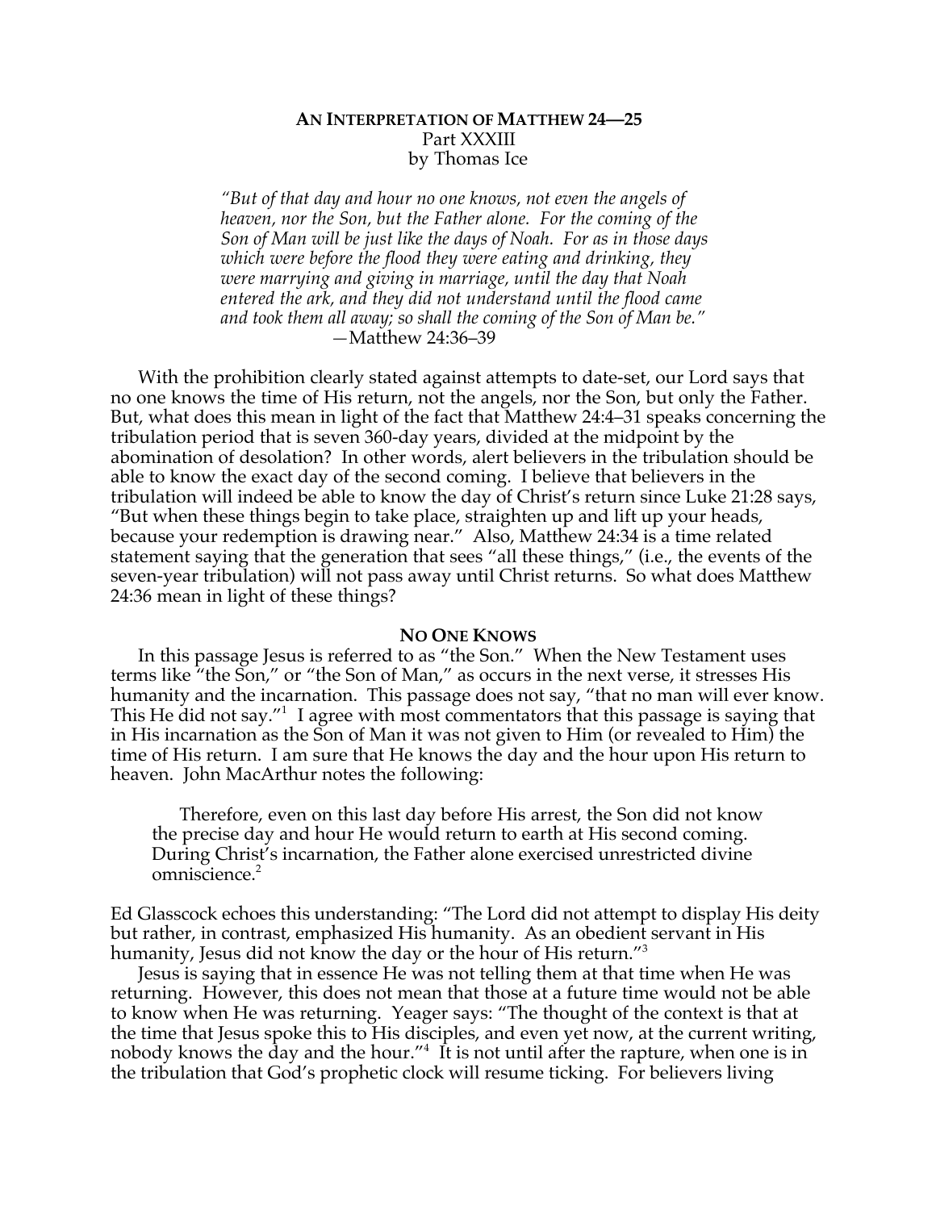# AN INTERPRETATION OF MATTHEW 24—25

Part XXXIII

by Thomas Ice

> *"But of that day and hour no one knows, not even the angels of heaven, nor the Son, but the Father alone. For the coming of the Son of Man will be just like the days of Noah. For as in those days which were before the flood they were eating and drinking, they were marrying and giving in marriage, until the day that Noah entered the ark, and they did not understand until the flood came and took them all away; so shall the coming of the Son of Man be."*
>
> —Matthew 24:36–39

With the prohibition clearly stated against attempts to date-set, our Lord says that no one knows the time of His return, not the angels, nor the Son, but only the Father. But, what does this mean in light of the fact that Matthew 24:4–31 speaks concerning the tribulation period that is seven 360-day years, divided at the midpoint by the abomination of desolation? In other words, alert believers in the tribulation should be able to know the exact day of the second coming. I believe that believers in the tribulation will indeed be able to know the day of Christ's return since Luke 21:28 says, "But when these things begin to take place, straighten up and lift up your heads, because your redemption is drawing near." Also, Matthew 24:34 is a time related statement saying that the generation that sees "all these things," (i.e., the events of the seven-year tribulation) will not pass away until Christ returns. So what does Matthew 24:36 mean in light of these things?

## NO ONE KNOWS

In this passage Jesus is referred to as "the Son." When the New Testament uses terms like "the Son," or "the Son of Man," as occurs in the next verse, it stresses His humanity and the incarnation. This passage does not say, "that no man will ever know. This He did not say."[1] I agree with most commentators that this passage is saying that in His incarnation as the Son of Man it was not given to Him (or revealed to Him) the time of His return. I am sure that He knows the day and the hour upon His return to heaven. John MacArthur notes the following:

> Therefore, even on this last day before His arrest, the Son did not know the precise day and hour He would return to earth at His second coming. During Christ's incarnation, the Father alone exercised unrestricted divine omniscience.[2]

Ed Glasscock echoes this understanding: "The Lord did not attempt to display His deity but rather, in contrast, emphasized His humanity. As an obedient servant in His humanity, Jesus did not know the day or the hour of His return."[3]

Jesus is saying that in essence He was not telling them at that time when He was returning. However, this does not mean that those at a future time would not be able to know when He was returning. Yeager says: "The thought of the context is that at the time that Jesus spoke this to His disciples, and even yet now, at the current writing, nobody knows the day and the hour."[4] It is not until after the rapture, when one is in the tribulation that God's prophetic clock will resume ticking. For believers living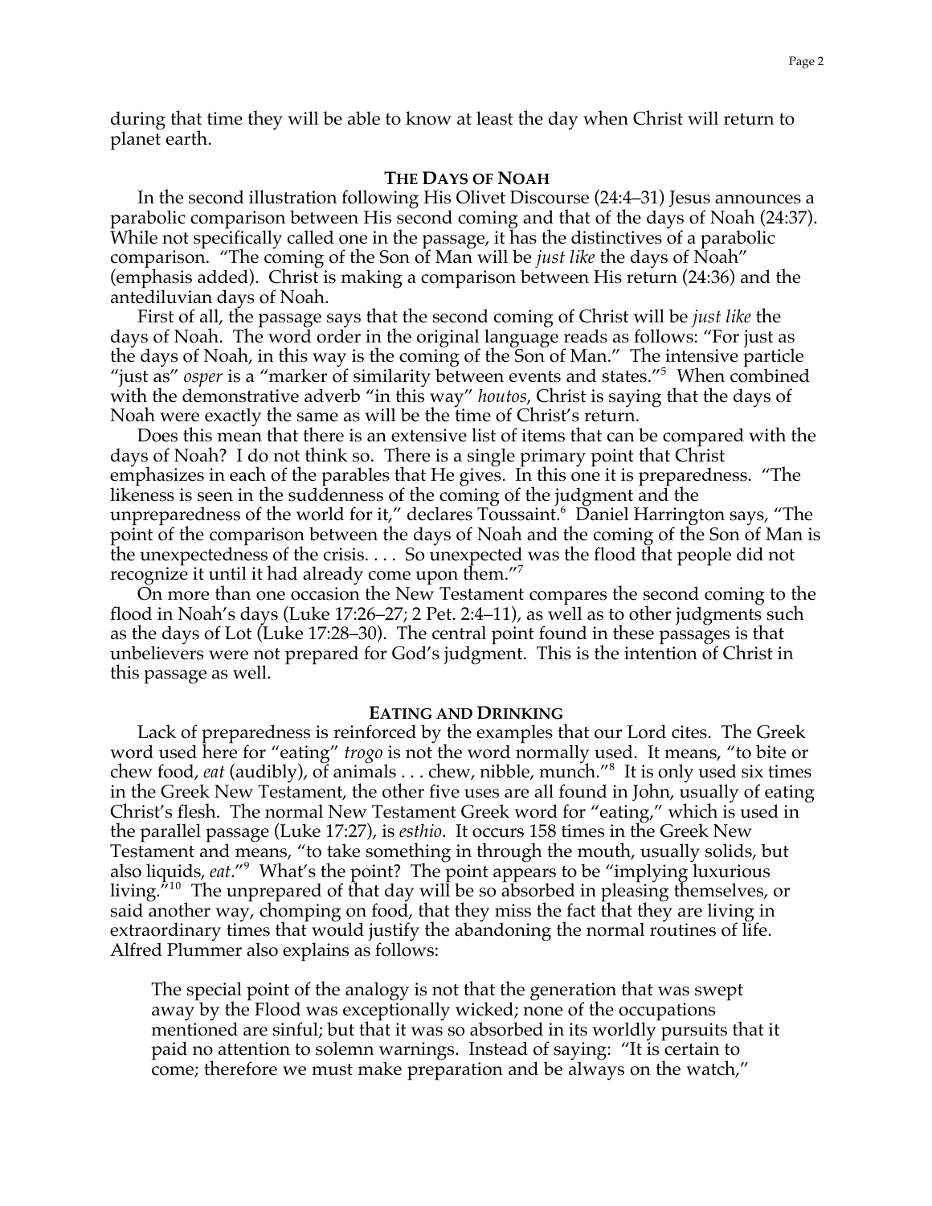during that time they will be able to know at least the day when Christ will return to planet earth.

### The Days of Noah

In the second illustration following His Olivet Discourse (24:4–31) Jesus announces a parabolic comparison between His second coming and that of the days of Noah (24:37). While not specifically called one in the passage, it has the distinctives of a parabolic comparison. "The coming of the Son of Man will be *just like* the days of Noah" (emphasis added). Christ is making a comparison between His return (24:36) and the antediluvian days of Noah.

First of all, the passage says that the second coming of Christ will be *just like* the days of Noah. The word order in the original language reads as follows: "For just as the days of Noah, in this way is the coming of the Son of Man." The intensive particle "just as" *osper* is a "marker of similarity between events and states."[5] When combined with the demonstrative adverb "in this way" *houtos*, Christ is saying that the days of Noah were exactly the same as will be the time of Christ's return.

Does this mean that there is an extensive list of items that can be compared with the days of Noah? I do not think so. There is a single primary point that Christ emphasizes in each of the parables that He gives. In this one it is preparedness. "The likeness is seen in the suddenness of the coming of the judgment and the unpreparedness of the world for it," declares Toussaint.[6] Daniel Harrington says, "The point of the comparison between the days of Noah and the coming of the Son of Man is the unexpectedness of the crisis. . . . So unexpected was the flood that people did not recognize it until it had already come upon them."[7]

On more than one occasion the New Testament compares the second coming to the flood in Noah's days (Luke 17:26–27; 2 Pet. 2:4–11), as well as to other judgments such as the days of Lot (Luke 17:28–30). The central point found in these passages is that unbelievers were not prepared for God's judgment. This is the intention of Christ in this passage as well.

### Eating and Drinking

Lack of preparedness is reinforced by the examples that our Lord cites. The Greek word used here for "eating" *trogo* is not the word normally used. It means, "to bite or chew food, *eat* (audibly), of animals . . . chew, nibble, munch."[8] It is only used six times in the Greek New Testament, the other five uses are all found in John, usually of eating Christ's flesh. The normal New Testament Greek word for "eating," which is used in the parallel passage (Luke 17:27), is *esthio*. It occurs 158 times in the Greek New Testament and means, "to take something in through the mouth, usually solids, but also liquids, *eat*."[9] What's the point? The point appears to be "implying luxurious living."[10] The unprepared of that day will be so absorbed in pleasing themselves, or said another way, chomping on food, that they miss the fact that they are living in extraordinary times that would justify the abandoning the normal routines of life. Alfred Plummer also explains as follows:

> The special point of the analogy is not that the generation that was swept away by the Flood was exceptionally wicked; none of the occupations mentioned are sinful; but that it was so absorbed in its worldly pursuits that it paid no attention to solemn warnings. Instead of saying: "It is certain to come; therefore we must make preparation and be always on the watch,"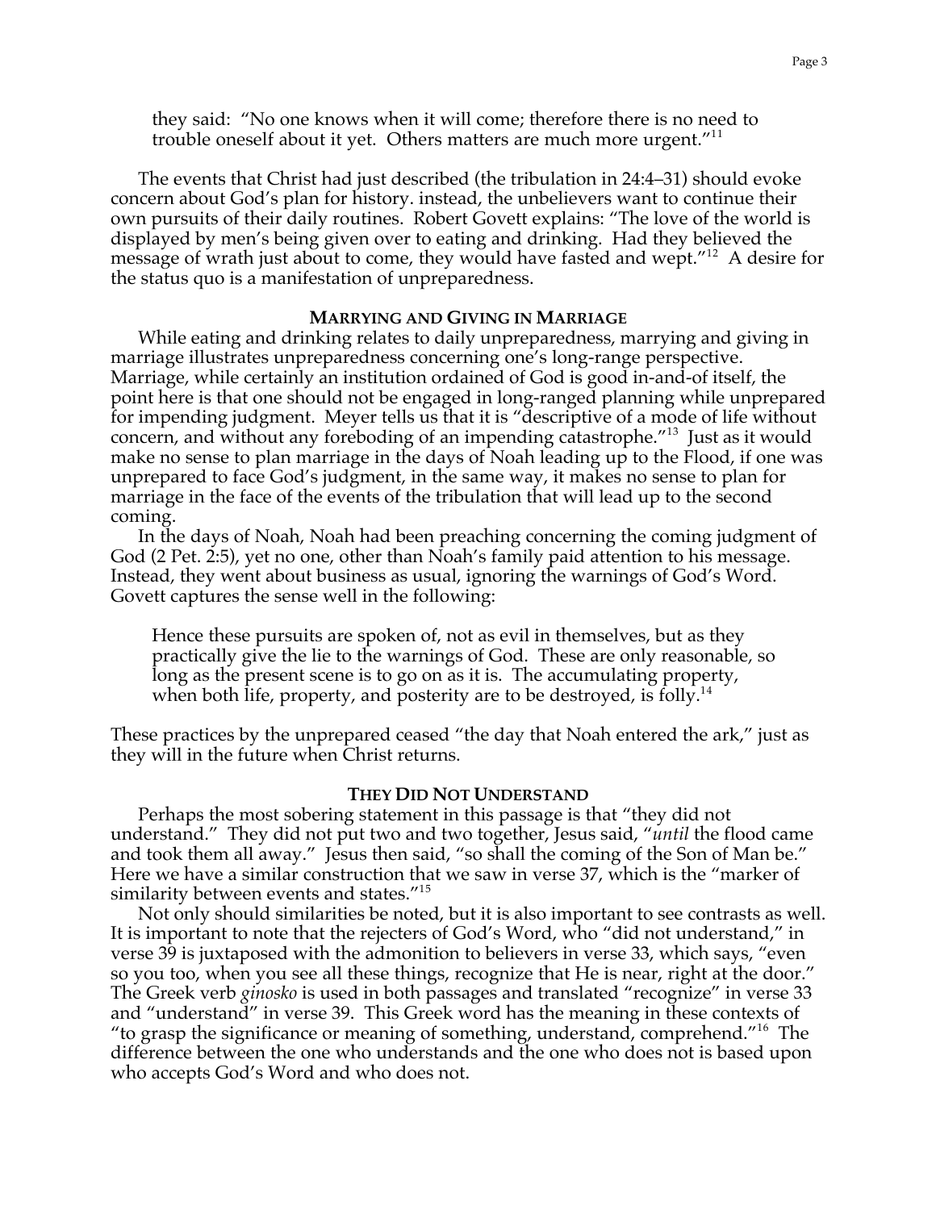> they said: "No one knows when it will come; therefore there is no need to trouble oneself about it yet. Others matters are much more urgent."[11]

The events that Christ had just described (the tribulation in 24:4–31) should evoke concern about God's plan for history. instead, the unbelievers want to continue their own pursuits of their daily routines. Robert Govett explains: "The love of the world is displayed by men's being given over to eating and drinking. Had they believed the message of wrath just about to come, they would have fasted and wept."[12] A desire for the status quo is a manifestation of unpreparedness.

### MARRYING AND GIVING IN MARRIAGE

While eating and drinking relates to daily unpreparedness, marrying and giving in marriage illustrates unpreparedness concerning one's long-range perspective. Marriage, while certainly an institution ordained of God is good in-and-of itself, the point here is that one should not be engaged in long-ranged planning while unprepared for impending judgment. Meyer tells us that it is "descriptive of a mode of life without concern, and without any foreboding of an impending catastrophe."[13] Just as it would make no sense to plan marriage in the days of Noah leading up to the Flood, if one was unprepared to face God's judgment, in the same way, it makes no sense to plan for marriage in the face of the events of the tribulation that will lead up to the second coming.

In the days of Noah, Noah had been preaching concerning the coming judgment of God (2 Pet. 2:5), yet no one, other than Noah's family paid attention to his message. Instead, they went about business as usual, ignoring the warnings of God's Word. Govett captures the sense well in the following:

> Hence these pursuits are spoken of, not as evil in themselves, but as they practically give the lie to the warnings of God. These are only reasonable, so long as the present scene is to go on as it is. The accumulating property, when both life, property, and posterity are to be destroyed, is folly.[14]

These practices by the unprepared ceased "the day that Noah entered the ark," just as they will in the future when Christ returns.

### THEY DID NOT UNDERSTAND

Perhaps the most sobering statement in this passage is that "they did not understand." They did not put two and two together, Jesus said, "*until* the flood came and took them all away." Jesus then said, "so shall the coming of the Son of Man be." Here we have a similar construction that we saw in verse 37, which is the "marker of similarity between events and states."[15]

Not only should similarities be noted, but it is also important to see contrasts as well. It is important to note that the rejecters of God's Word, who "did not understand," in verse 39 is juxtaposed with the admonition to believers in verse 33, which says, "even so you too, when you see all these things, recognize that He is near, right at the door." The Greek verb *ginosko* is used in both passages and translated "recognize" in verse 33 and "understand" in verse 39. This Greek word has the meaning in these contexts of "to grasp the significance or meaning of something, understand, comprehend."[16] The difference between the one who understands and the one who does not is based upon who accepts God's Word and who does not.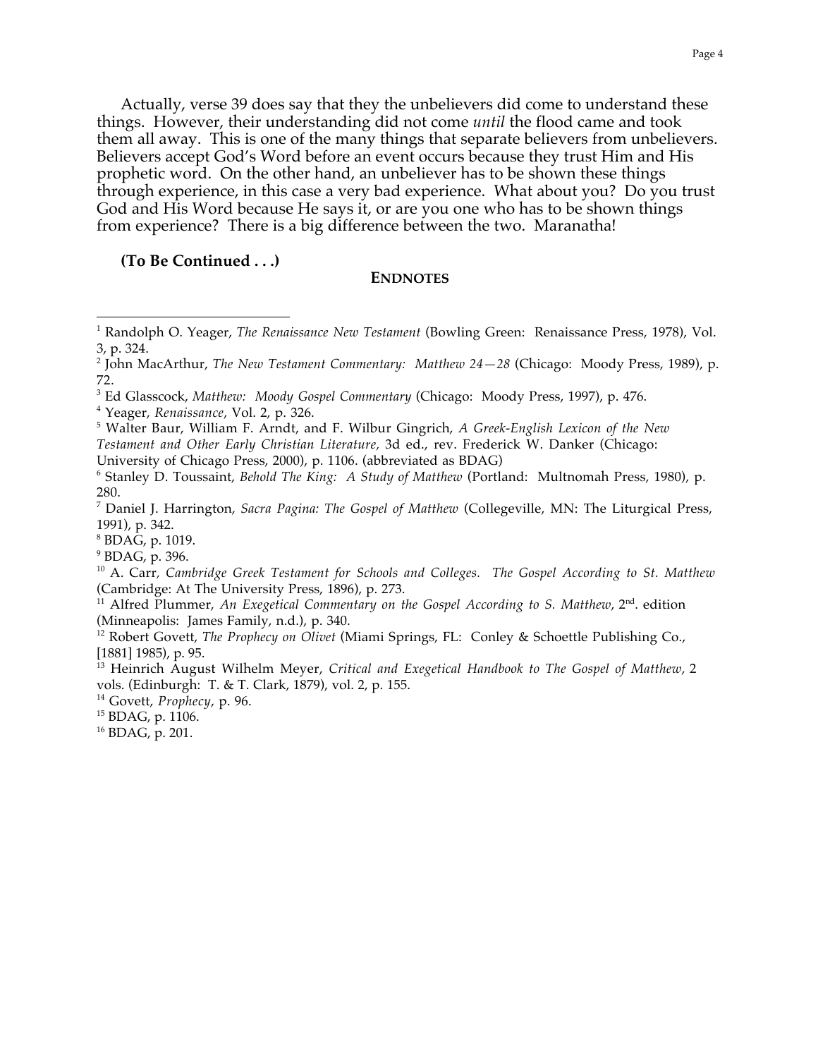Actually, verse 39 does say that they the unbelievers did come to understand these things. However, their understanding did not come *until* the flood came and took them all away. This is one of the many things that separate believers from unbelievers. Believers accept God's Word before an event occurs because they trust Him and His prophetic word. On the other hand, an unbeliever has to be shown these things through experience, in this case a very bad experience. What about you? Do you trust God and His Word because He says it, or are you one who has to be shown things from experience? There is a big difference between the two. Maranatha!

**(To Be Continued . . .)**

## ENDNOTES

[1] Randolph O. Yeager, *The Renaissance New Testament* (Bowling Green: Renaissance Press, 1978), Vol. 3, p. 324.
[2] John MacArthur, *The New Testament Commentary: Matthew 24—28* (Chicago: Moody Press, 1989), p. 72.
[3] Ed Glasscock, *Matthew: Moody Gospel Commentary* (Chicago: Moody Press, 1997), p. 476.
[4] Yeager, *Renaissance*, Vol. 2, p. 326.
[5] Walter Baur, William F. Arndt, and F. Wilbur Gingrich, *A Greek-English Lexicon of the New Testament and Other Early Christian Literature,* 3d ed., rev. Frederick W. Danker (Chicago: University of Chicago Press, 2000), p. 1106. (abbreviated as BDAG)
[6] Stanley D. Toussaint, *Behold The King: A Study of Matthew* (Portland: Multnomah Press, 1980), p. 280.
[7] Daniel J. Harrington, *Sacra Pagina: The Gospel of Matthew* (Collegeville, MN: The Liturgical Press, 1991), p. 342.
[8] BDAG, p. 1019.
[9] BDAG, p. 396.
[10] A. Carr, *Cambridge Greek Testament for Schools and Colleges. The Gospel According to St. Matthew* (Cambridge: At The University Press, 1896), p. 273.
[11] Alfred Plummer, *An Exegetical Commentary on the Gospel According to S. Matthew*, 2nd. edition (Minneapolis: James Family, n.d.), p. 340.
[12] Robert Govett, *The Prophecy on Olivet* (Miami Springs, FL: Conley & Schoettle Publishing Co., [1881] 1985), p. 95.
[13] Heinrich August Wilhelm Meyer, *Critical and Exegetical Handbook to The Gospel of Matthew*, 2 vols. (Edinburgh: T. & T. Clark, 1879), vol. 2, p. 155.
[14] Govett, *Prophecy*, p. 96.
[15] BDAG, p. 1106.
[16] BDAG, p. 201.